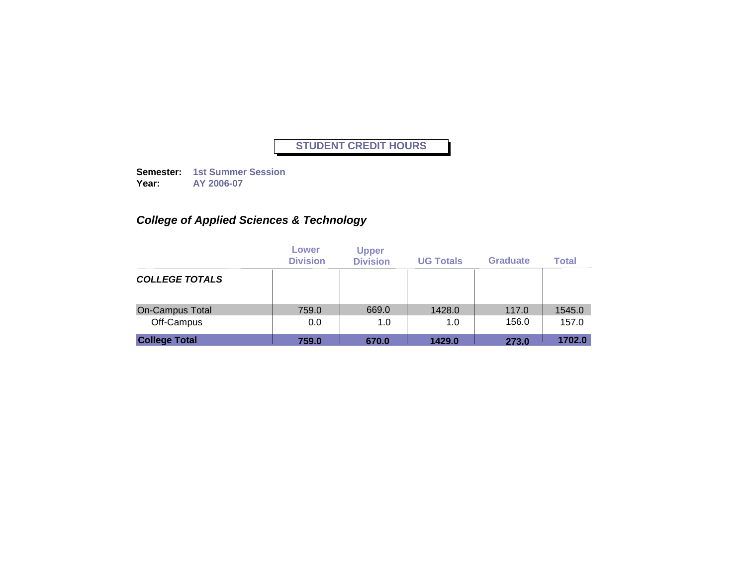# STUDENT CREDIT HOURS

**Semester:** **1st Summer Session**
**Year:** **AY 2006-07**

## *College of Applied Sciences & Technology*

| | Lower Division | Upper Division | UG Totals | Graduate | Total |
|---|---|---|---|---|---|
| ***COLLEGE TOTALS*** | | | | | |
| On-Campus Total | 759.0 | 669.0 | 1428.0 | 117.0 | 1545.0 |
| Off-Campus | 0.0 | 1.0 | 1.0 | 156.0 | 157.0 |
| **College Total** | **759.0** | **670.0** | **1429.0** | **273.0** | **1702.0** |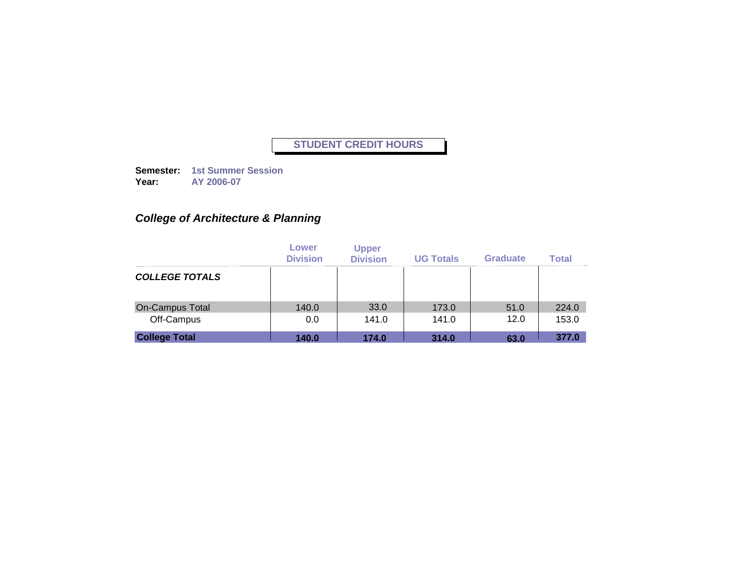**STUDENT CREDIT HOURS**

**Semester:** **1st Summer Session**
**Year:** **AY 2006-07**

## *College of Architecture & Planning*

| | Lower Division | Upper Division | UG Totals | Graduate | Total |
|---|---|---|---|---|---|
| ***COLLEGE TOTALS*** | | | | | |
| On-Campus Total | 140.0 | 33.0 | 173.0 | 51.0 | 224.0 |
| Off-Campus | 0.0 | 141.0 | 141.0 | 12.0 | 153.0 |
| **College Total** | **140.0** | **174.0** | **314.0** | **63.0** | **377.0** |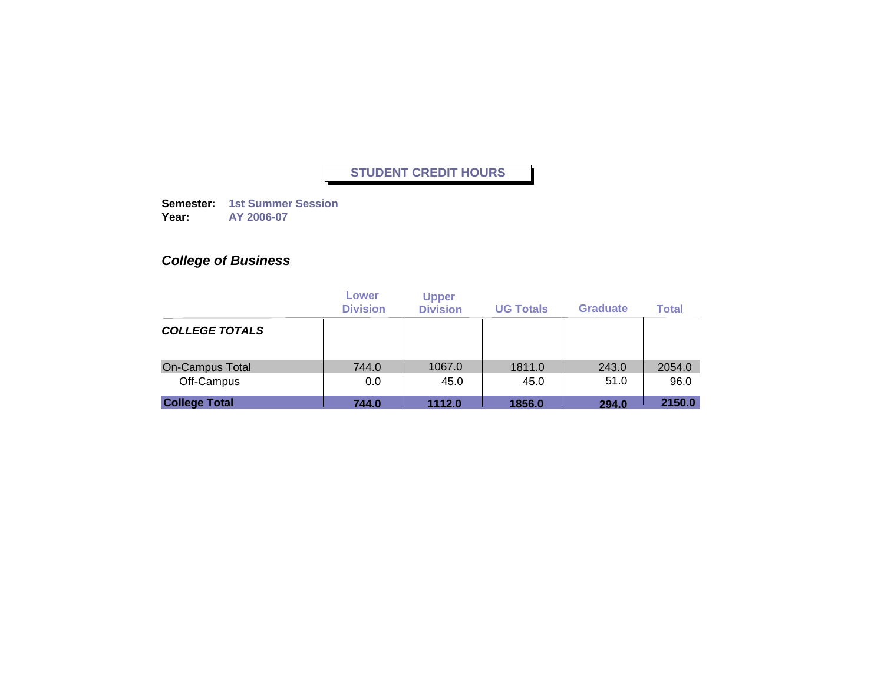**STUDENT CREDIT HOURS**

**Semester:** **1st Summer Session**
**Year:** **AY 2006-07**

***College of Business***

| | Lower Division | Upper Division | UG Totals | Graduate | Total |
|---|---|---|---|---|---|
| ***COLLEGE TOTALS*** | | | | | |
| On-Campus Total | 744.0 | 1067.0 | 1811.0 | 243.0 | 2054.0 |
| Off-Campus | 0.0 | 45.0 | 45.0 | 51.0 | 96.0 |
| **College Total** | **744.0** | **1112.0** | **1856.0** | **294.0** | **2150.0** |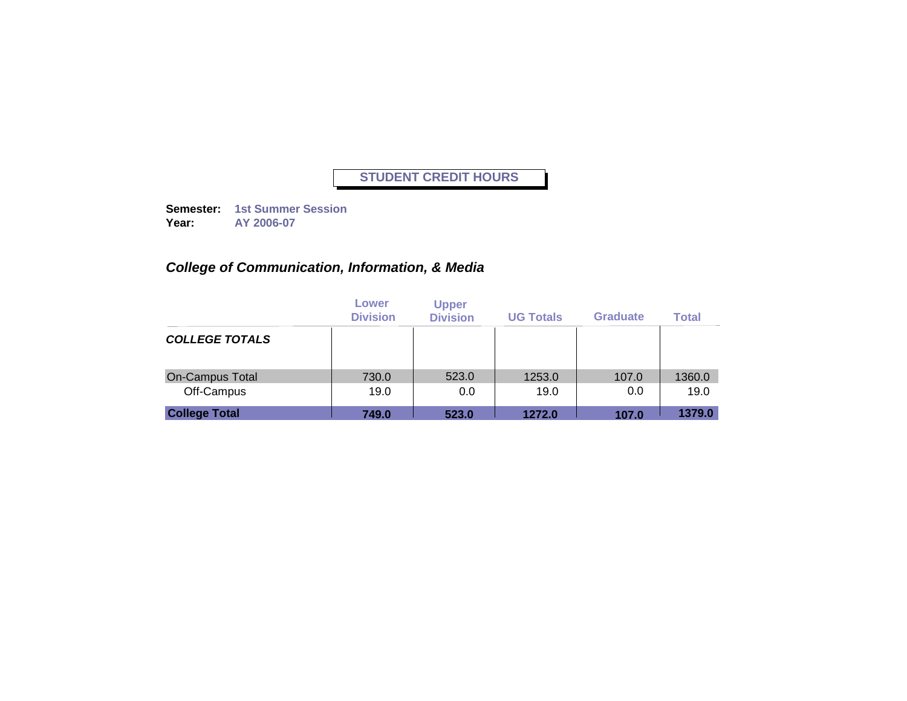# STUDENT CREDIT HOURS

**Semester:** **1st Summer Session**
**Year:** **AY 2006-07**

## *College of Communication, Information, & Media*

| | Lower Division | Upper Division | UG Totals | Graduate | Total |
|---|---|---|---|---|---|
| ***COLLEGE TOTALS*** | | | | | |
| On-Campus Total | 730.0 | 523.0 | 1253.0 | 107.0 | 1360.0 |
| Off-Campus | 19.0 | 0.0 | 19.0 | 0.0 | 19.0 |
| **College Total** | **749.0** | **523.0** | **1272.0** | **107.0** | **1379.0** |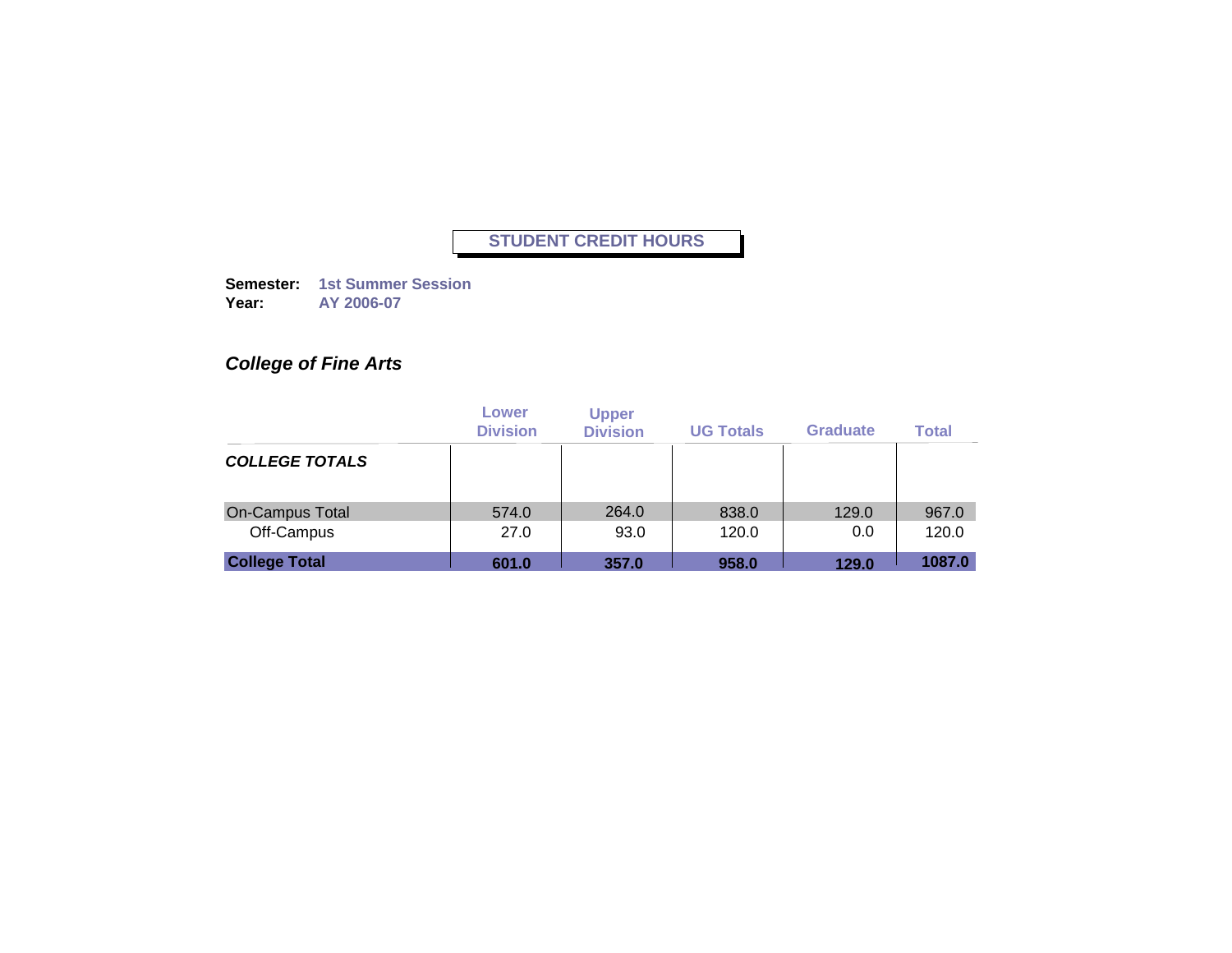# STUDENT CREDIT HOURS

**Semester:** **1st Summer Session**
**Year:** **AY 2006-07**

## *College of Fine Arts*

| | Lower Division | Upper Division | UG Totals | Graduate | Total |
|---|---|---|---|---|---|
| ***COLLEGE TOTALS*** | | | | | |
| On-Campus Total | 574.0 | 264.0 | 838.0 | 129.0 | 967.0 |
| Off-Campus | 27.0 | 93.0 | 120.0 | 0.0 | 120.0 |
| **College Total** | **601.0** | **357.0** | **958.0** | **129.0** | **1087.0** |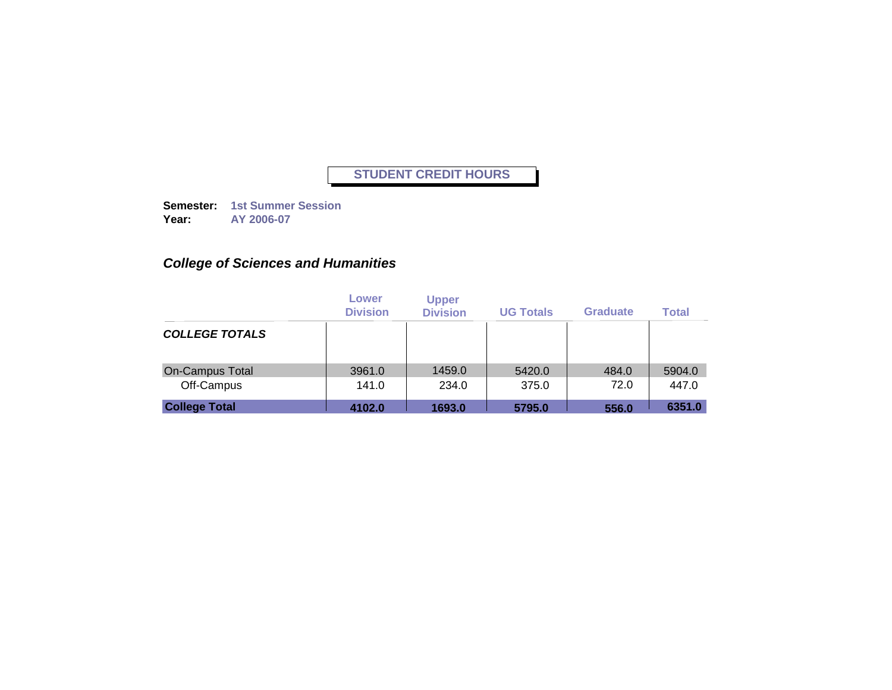**STUDENT CREDIT HOURS**

**Semester:** **1st Summer Session**
**Year:** **AY 2006-07**

### *College of Sciences and Humanities*

| | Lower Division | Upper Division | UG Totals | Graduate | Total |
|---|---|---|---|---|---|
| ***COLLEGE TOTALS*** | | | | | |
| On-Campus Total | 3961.0 | 1459.0 | 5420.0 | 484.0 | 5904.0 |
| Off-Campus | 141.0 | 234.0 | 375.0 | 72.0 | 447.0 |
| **College Total** | **4102.0** | **1693.0** | **5795.0** | **556.0** | **6351.0** |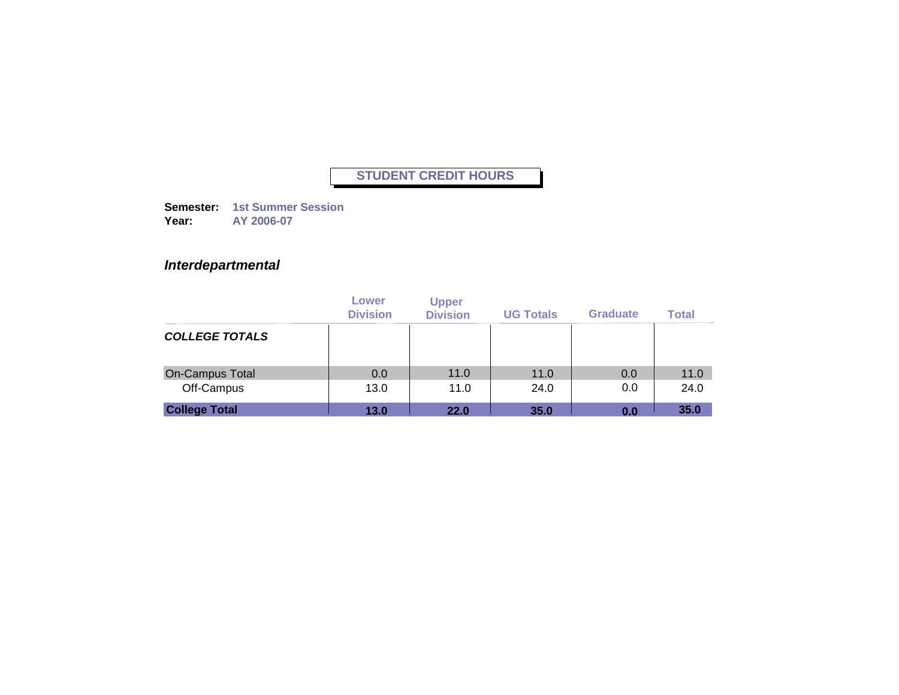## STUDENT CREDIT HOURS

**Semester:** **1st Summer Session**
**Year:** **AY 2006-07**

### *Interdepartmental*

| | Lower Division | Upper Division | UG Totals | Graduate | Total |
|---|---|---|---|---|---|
| ***COLLEGE TOTALS*** | | | | | |
| On-Campus Total | 0.0 | 11.0 | 11.0 | 0.0 | 11.0 |
| Off-Campus | 13.0 | 11.0 | 24.0 | 0.0 | 24.0 |
| **College Total** | **13.0** | **22.0** | **35.0** | **0.0** | **35.0** |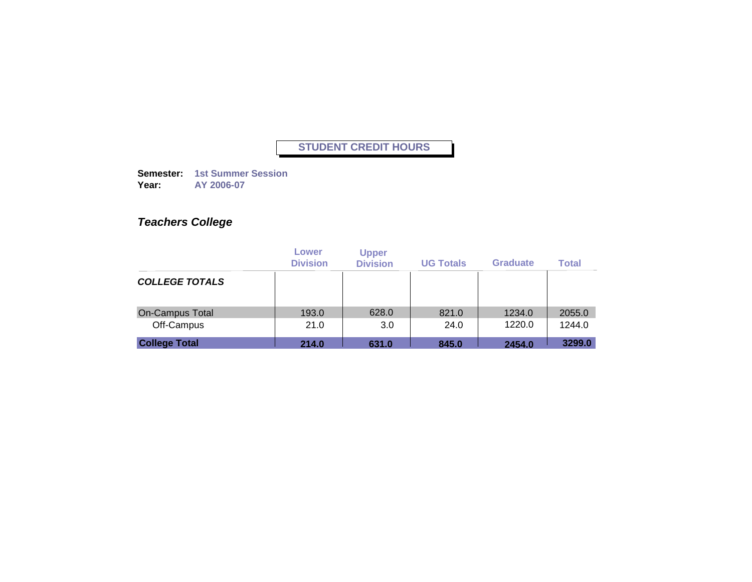**STUDENT CREDIT HOURS**

**Semester:** **1st Summer Session**
**Year:** **AY 2006-07**

## *Teachers College*

| | Lower Division | Upper Division | UG Totals | Graduate | Total |
|---|---|---|---|---|---|
| ***COLLEGE TOTALS*** | | | | | |
| On-Campus Total | 193.0 | 628.0 | 821.0 | 1234.0 | 2055.0 |
| Off-Campus | 21.0 | 3.0 | 24.0 | 1220.0 | 1244.0 |
| **College Total** | **214.0** | **631.0** | **845.0** | **2454.0** | **3299.0** |